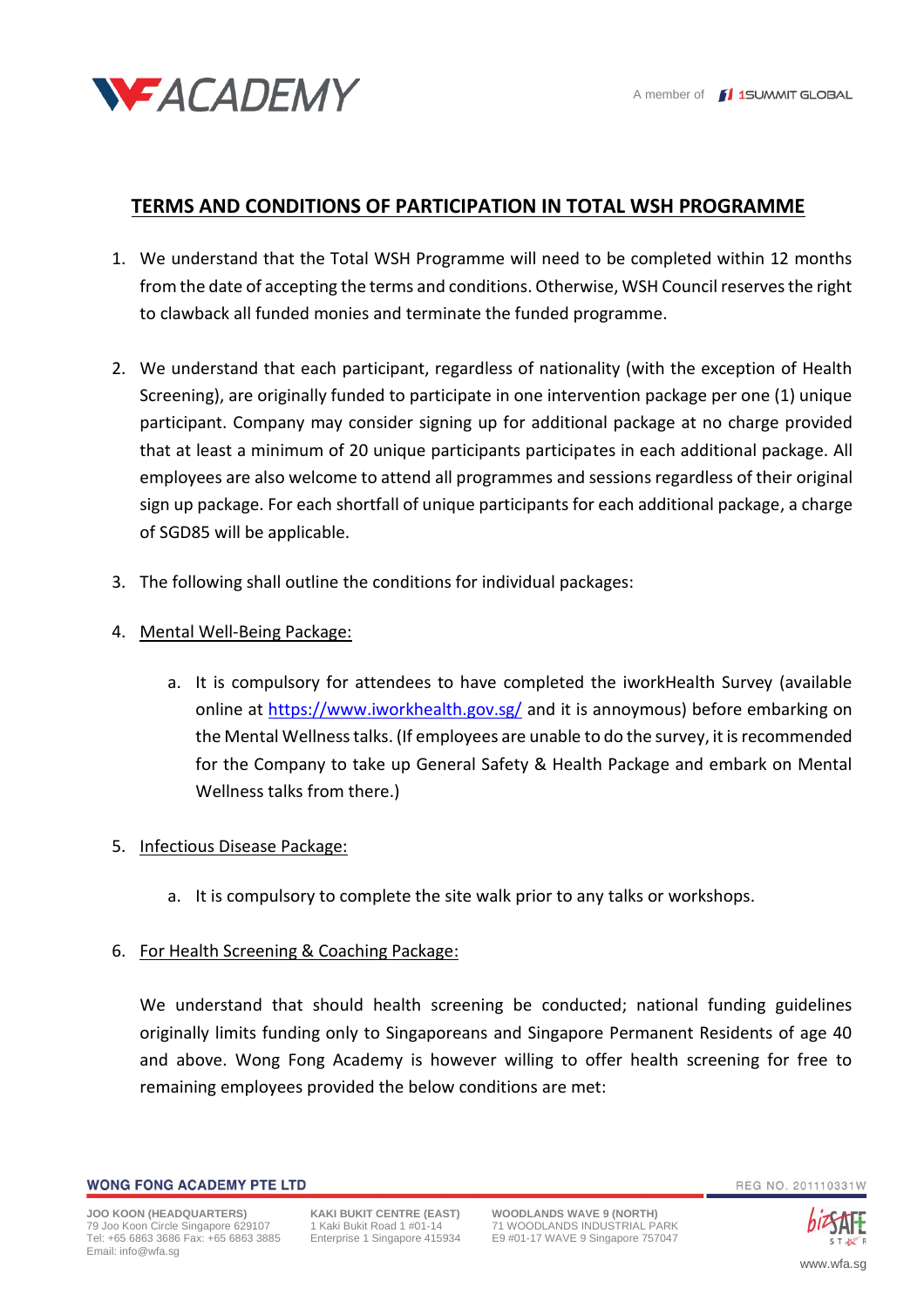## TERMS AND CONDITIONS OF PARTICIPATION IN TOTAL WSH PROGRAMME

1. We understand that the Total WSH Programme will need to be completed within 12 months from the date of accepting the terms and conditions. Otherwise, WSH Council reserves the right to clawback all funded monies and terminate the funded programme.

2. We understand that each participant, regardless of nationality (with the exception of Health Screening), are originally funded to participate in one intervention package per one (1) unique participant. Company may consider signing up for additional package at no charge provided that at least a minimum of 20 unique participants participates in each additional package. All employees are also welcome to attend all programmes and sessions regardless of their original sign up package. For each shortfall of unique participants for each additional package, a charge of SGD85 will be applicable.

3. The following shall outline the conditions for individual packages:

4. Mental Well-Being Package:

   a. It is compulsory for attendees to have completed the iworkHealth Survey (available online at https://www.iworkhealth.gov.sg/ and it is annoymous) before embarking on the Mental Wellness talks. (If employees are unable to do the survey, it is recommended for the Company to take up General Safety & Health Package and embark on Mental Wellness talks from there.)

5. Infectious Disease Package:

   a. It is compulsory to complete the site walk prior to any talks or workshops.

6. For Health Screening & Coaching Package:

   We understand that should health screening be conducted; national funding guidelines originally limits funding only to Singaporeans and Singapore Permanent Residents of age 40 and above. Wong Fong Academy is however willing to offer health screening for free to remaining employees provided the below conditions are met: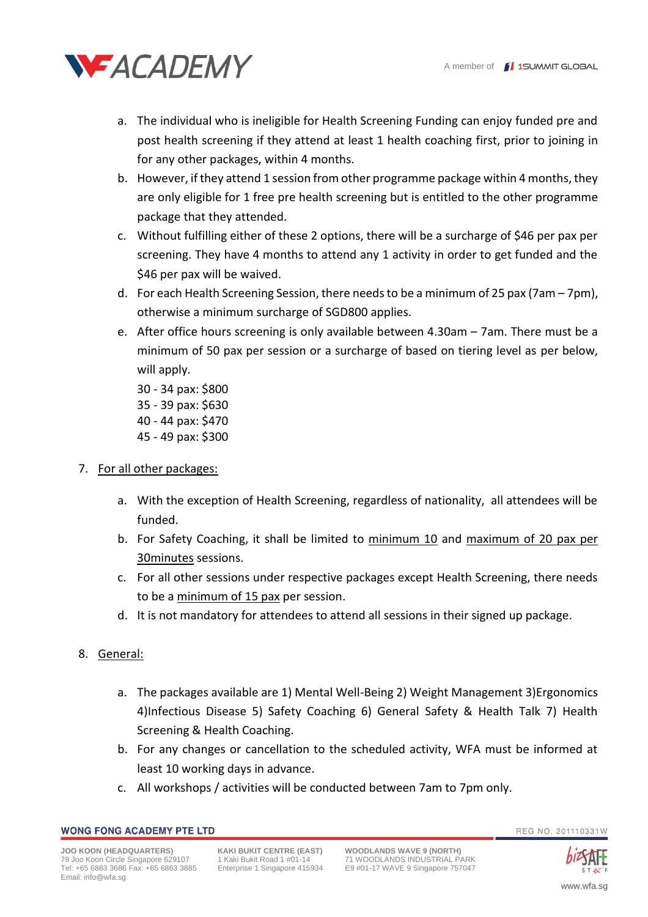a. The individual who is ineligible for Health Screening Funding can enjoy funded pre and post health screening if they attend at least 1 health coaching first, prior to joining in for any other packages, within 4 months.
b. However, if they attend 1 session from other programme package within 4 months, they are only eligible for 1 free pre health screening but is entitled to the other programme package that they attended.
c. Without fulfilling either of these 2 options, there will be a surcharge of $46 per pax per screening. They have 4 months to attend any 1 activity in order to get funded and the $46 per pax will be waived.
d. For each Health Screening Session, there needs to be a minimum of 25 pax (7am – 7pm), otherwise a minimum surcharge of SGD800 applies.
e. After office hours screening is only available between 4.30am – 7am. There must be a minimum of 50 pax per session or a surcharge of based on tiering level as per below, will apply.

   30 - 34 pax: $800
   35 - 39 pax: $630
   40 - 44 pax: $470
   45 - 49 pax: $300

7. <u>For all other packages:</u>

   a. With the exception of Health Screening, regardless of nationality, all attendees will be funded.
   b. For Safety Coaching, it shall be limited to <u>minimum 10</u> and <u>maximum of 20 pax per 30minutes</u> sessions.
   c. For all other sessions under respective packages except Health Screening, there needs to be a <u>minimum of 15 pax</u> per session.
   d. It is not mandatory for attendees to attend all sessions in their signed up package.

8. <u>General:</u>

   a. The packages available are 1) Mental Well-Being 2) Weight Management 3)Ergonomics 4)Infectious Disease 5) Safety Coaching 6) General Safety & Health Talk 7) Health Screening & Health Coaching.
   b. For any changes or cancellation to the scheduled activity, WFA must be informed at least 10 working days in advance.
   c. All workshops / activities will be conducted between 7am to 7pm only.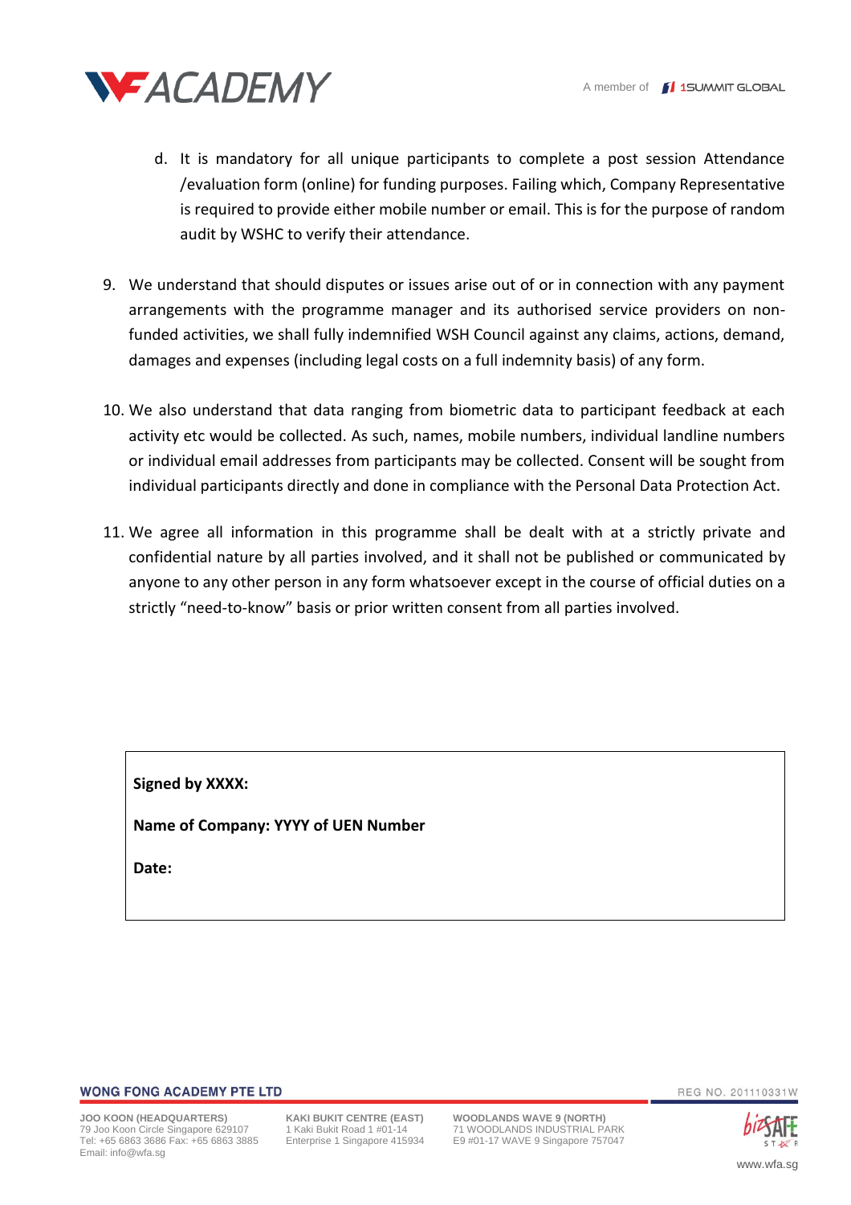d. It is mandatory for all unique participants to complete a post session Attendance /evaluation form (online) for funding purposes. Failing which, Company Representative is required to provide either mobile number or email. This is for the purpose of random audit by WSHC to verify their attendance.

9. We understand that should disputes or issues arise out of or in connection with any payment arrangements with the programme manager and its authorised service providers on non-funded activities, we shall fully indemnified WSH Council against any claims, actions, demand, damages and expenses (including legal costs on a full indemnity basis) of any form.

10. We also understand that data ranging from biometric data to participant feedback at each activity etc would be collected. As such, names, mobile numbers, individual landline numbers or individual email addresses from participants may be collected. Consent will be sought from individual participants directly and done in compliance with the Personal Data Protection Act.

11. We agree all information in this programme shall be dealt with at a strictly private and confidential nature by all parties involved, and it shall not be published or communicated by anyone to any other person in any form whatsoever except in the course of official duties on a strictly "need-to-know" basis or prior written consent from all parties involved.

**Signed by XXXX:**

**Name of Company: YYYY of UEN Number**

**Date:**